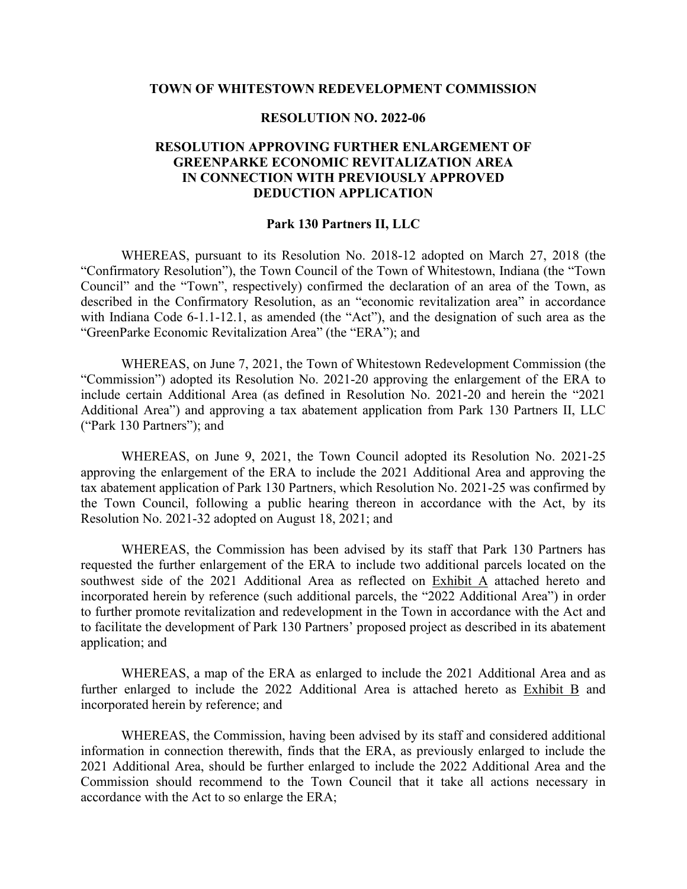# TOWN OF WHITESTOWN REDEVELOPMENT COMMISSION

## RESOLUTION NO. 2022-06

## RESOLUTION APPROVING FURTHER ENLARGEMENT OF GREENPARKE ECONOMIC REVITALIZATION AREA IN CONNECTION WITH PREVIOUSLY APPROVED DEDUCTION APPLICATION

### Park 130 Partners II, LLC

WHEREAS, pursuant to its Resolution No. 2018-12 adopted on March 27, 2018 (the "Confirmatory Resolution"), the Town Council of the Town of Whitestown, Indiana (the "Town Council" and the "Town", respectively) confirmed the declaration of an area of the Town, as described in the Confirmatory Resolution, as an "economic revitalization area" in accordance with Indiana Code 6-1.1-12.1, as amended (the "Act"), and the designation of such area as the "GreenParke Economic Revitalization Area" (the "ERA"); and

WHEREAS, on June 7, 2021, the Town of Whitestown Redevelopment Commission (the "Commission") adopted its Resolution No. 2021-20 approving the enlargement of the ERA to include certain Additional Area (as defined in Resolution No. 2021-20 and herein the "2021 Additional Area") and approving a tax abatement application from Park 130 Partners II, LLC ("Park 130 Partners"); and

WHEREAS, on June 9, 2021, the Town Council adopted its Resolution No. 2021-25 approving the enlargement of the ERA to include the 2021 Additional Area and approving the tax abatement application of Park 130 Partners, which Resolution No. 2021-25 was confirmed by the Town Council, following a public hearing thereon in accordance with the Act, by its Resolution No. 2021-32 adopted on August 18, 2021; and

WHEREAS, the Commission has been advised by its staff that Park 130 Partners has requested the further enlargement of the ERA to include two additional parcels located on the southwest side of the 2021 Additional Area as reflected on Exhibit A attached hereto and incorporated herein by reference (such additional parcels, the "2022 Additional Area") in order to further promote revitalization and redevelopment in the Town in accordance with the Act and to facilitate the development of Park 130 Partners' proposed project as described in its abatement application; and

WHEREAS, a map of the ERA as enlarged to include the 2021 Additional Area and as further enlarged to include the 2022 Additional Area is attached hereto as Exhibit B and incorporated herein by reference; and

WHEREAS, the Commission, having been advised by its staff and considered additional information in connection therewith, finds that the ERA, as previously enlarged to include the 2021 Additional Area, should be further enlarged to include the 2022 Additional Area and the Commission should recommend to the Town Council that it take all actions necessary in accordance with the Act to so enlarge the ERA;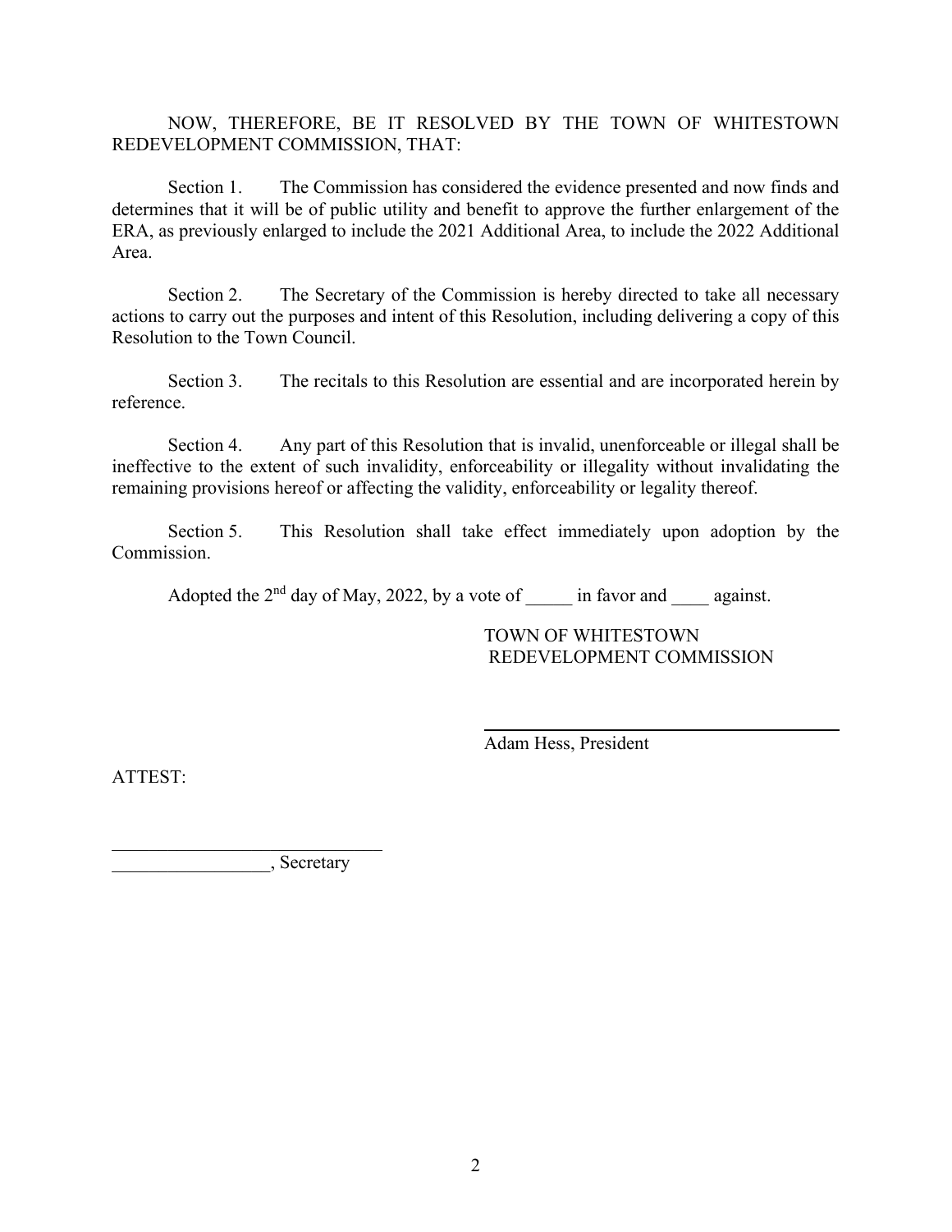NOW, THEREFORE, BE IT RESOLVED BY THE TOWN OF WHITESTOWN REDEVELOPMENT COMMISSION, THAT:

Section 1. The Commission has considered the evidence presented and now finds and determines that it will be of public utility and benefit to approve the further enlargement of the ERA, as previously enlarged to include the 2021 Additional Area, to include the 2022 Additional Area.

Section 2. The Secretary of the Commission is hereby directed to take all necessary actions to carry out the purposes and intent of this Resolution, including delivering a copy of this Resolution to the Town Council.

Section 3. The recitals to this Resolution are essential and are incorporated herein by reference.

Section 4. Any part of this Resolution that is invalid, unenforceable or illegal shall be ineffective to the extent of such invalidity, enforceability or illegality without invalidating the remaining provisions hereof or affecting the validity, enforceability or legality thereof.

Section 5. This Resolution shall take effect immediately upon adoption by the Commission.

Adopted the 2nd day of May, 2022, by a vote of _____ in favor and ____ against.

TOWN OF WHITESTOWN
REDEVELOPMENT COMMISSION

______________________________
Adam Hess, President

ATTEST:

______________________________
_________________, Secretary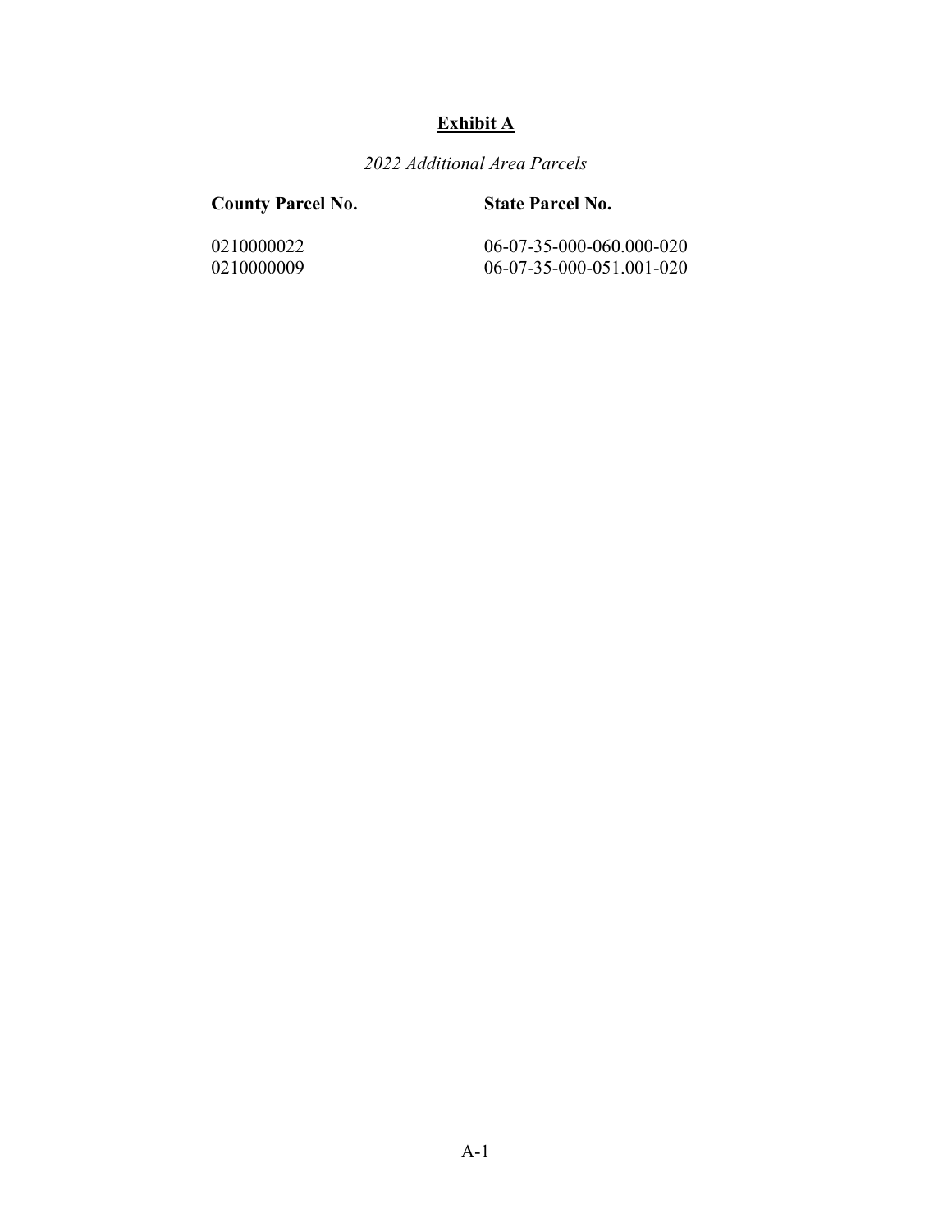# **Exhibit A**

*2022 Additional Area Parcels*

| County Parcel No. | State Parcel No. |
| --- | --- |
| 0210000022 | 06-07-35-000-060.000-020 |
| 0210000009 | 06-07-35-000-051.001-020 |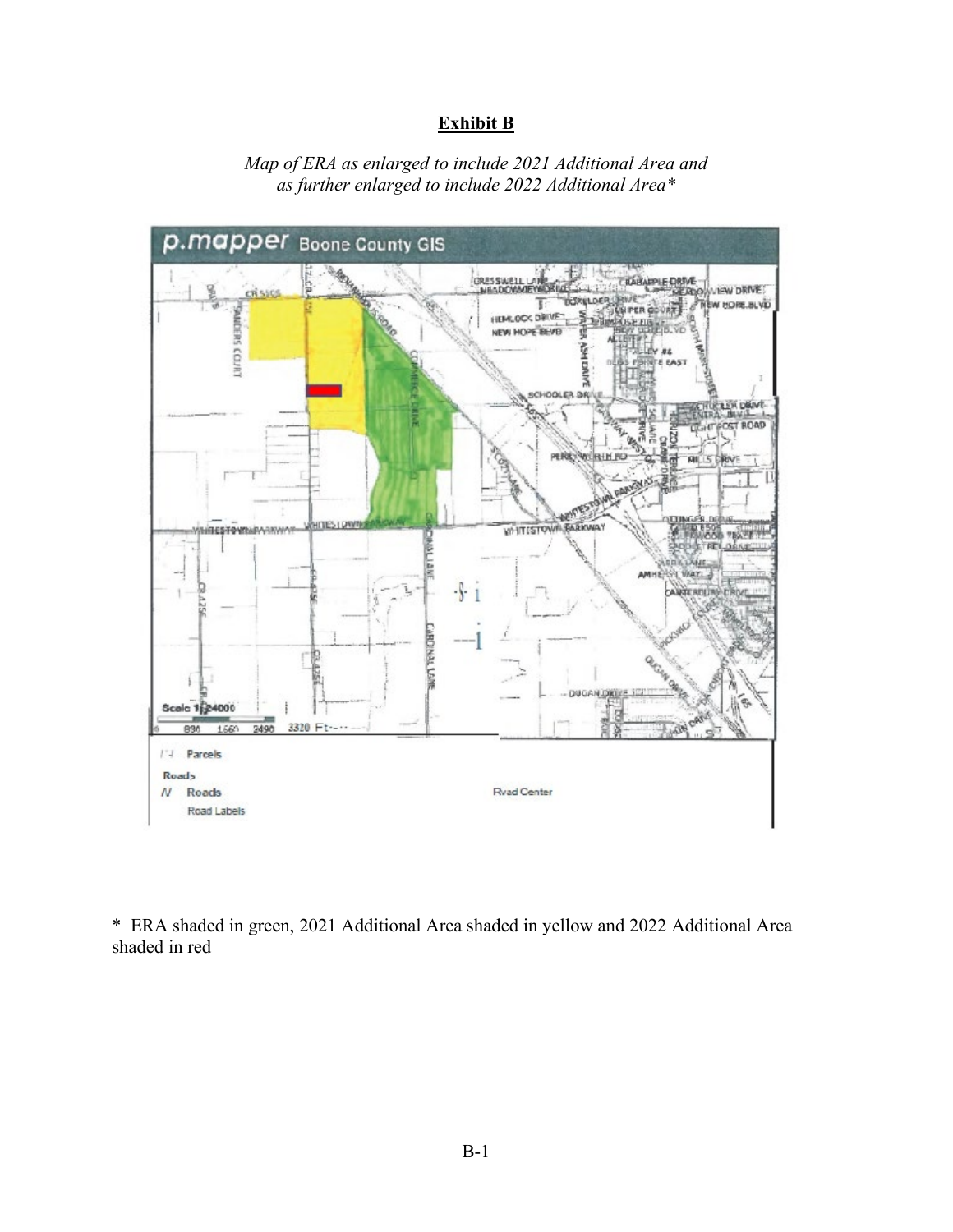**Exhibit B**

*Map of ERA as enlarged to include 2021 Additional Area and as further enlarged to include 2022 Additional Area**

\* ERA shaded in green, 2021 Additional Area shaded in yellow and 2022 Additional Area shaded in red